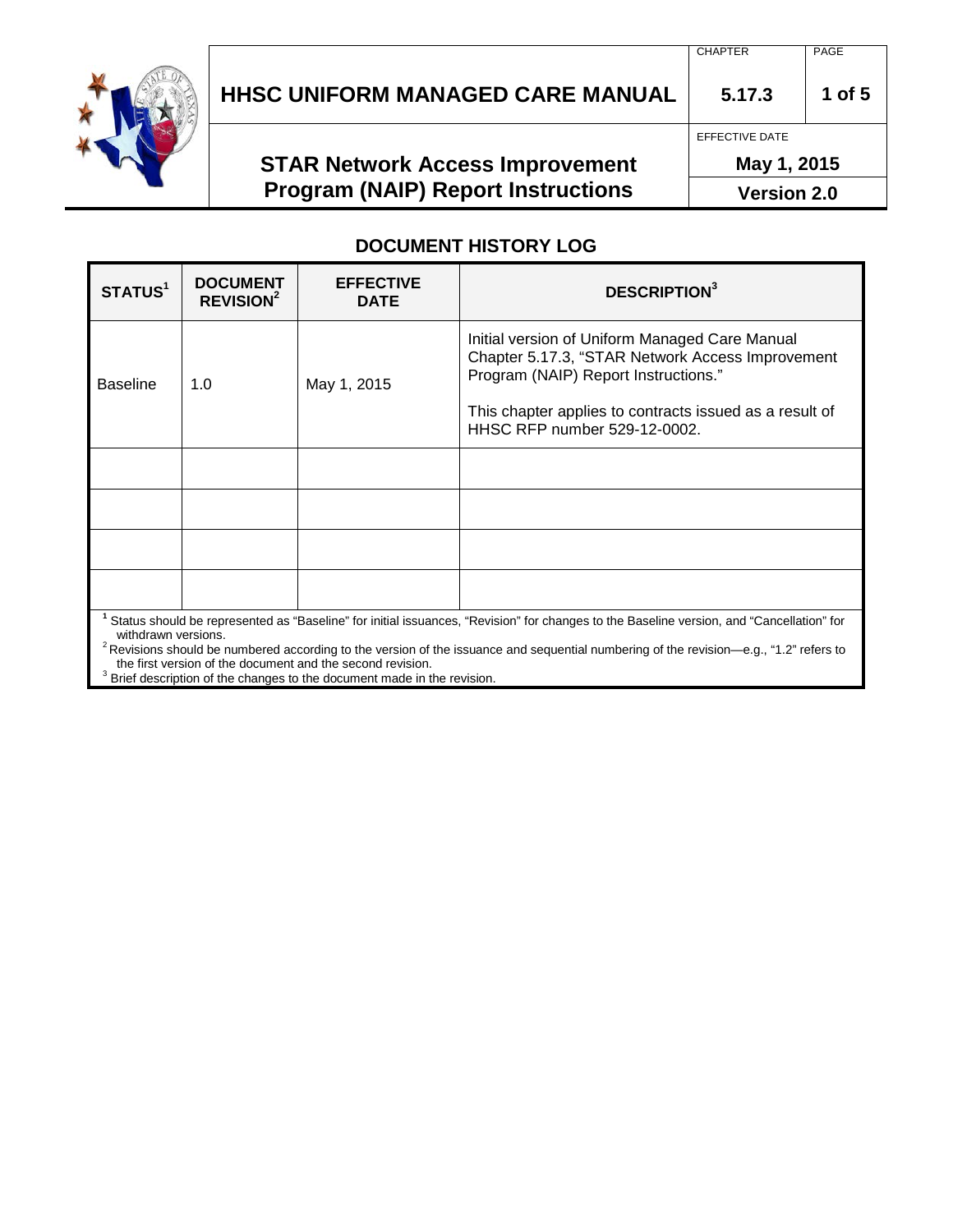# HHSC UNIFORM MANAGED CARE MANUAL

| CHAPTER | PAGE |
|---|---|
| 5.17.3 | 1 of 5 |

## STAR Network Access Improvement Program (NAIP) Report Instructions

EFFECTIVE DATE: May 1, 2015

Version 2.0

### DOCUMENT HISTORY LOG

| STATUS[1] | DOCUMENT REVISION[2] | EFFECTIVE DATE | DESCRIPTION[3] |
|---|---|---|---|
| Baseline | 1.0 | May 1, 2015 | Initial version of Uniform Managed Care Manual Chapter 5.17.3, "STAR Network Access Improvement Program (NAIP) Report Instructions." This chapter applies to contracts issued as a result of HHSC RFP number 529-12-0002. |
| | | | |
| | | | |
| | | | |
| | | | |

[1] Status should be represented as "Baseline" for initial issuances, "Revision" for changes to the Baseline version, and "Cancellation" for withdrawn versions.

[2] Revisions should be numbered according to the version of the issuance and sequential numbering of the revision—e.g., "1.2" refers to the first version of the document and the second revision.

[3] Brief description of the changes to the document made in the revision.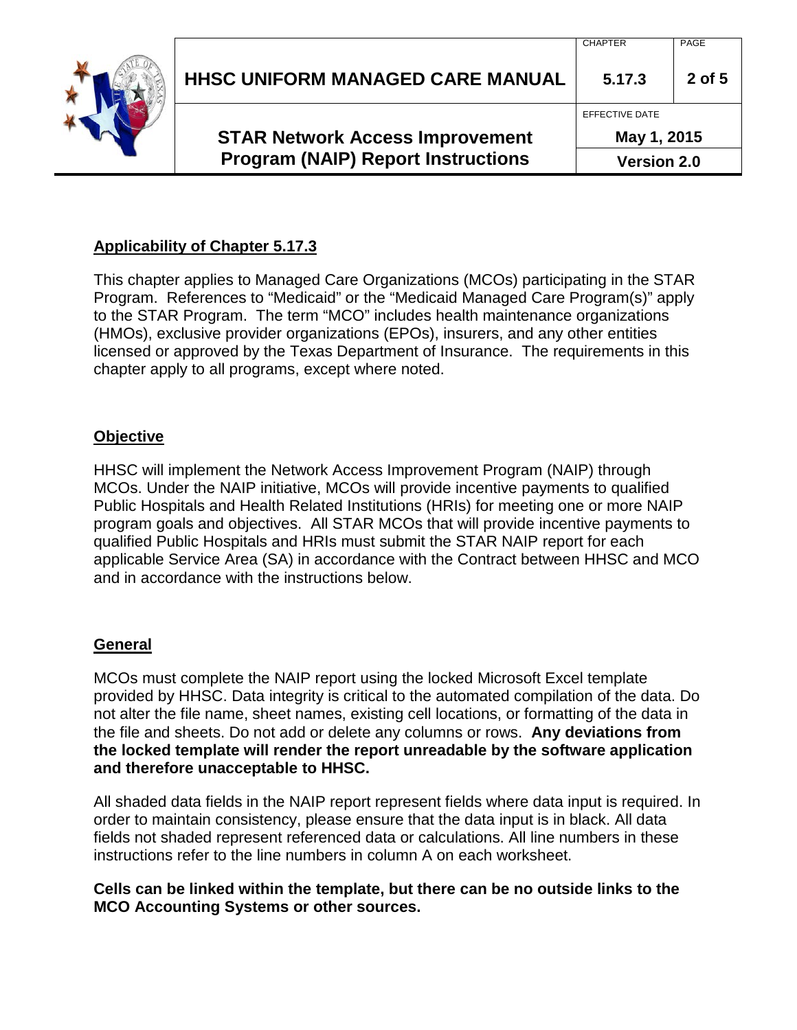## Applicability of Chapter 5.17.3

This chapter applies to Managed Care Organizations (MCOs) participating in the STAR Program. References to "Medicaid" or the "Medicaid Managed Care Program(s)" apply to the STAR Program. The term "MCO" includes health maintenance organizations (HMOs), exclusive provider organizations (EPOs), insurers, and any other entities licensed or approved by the Texas Department of Insurance. The requirements in this chapter apply to all programs, except where noted.

## Objective

HHSC will implement the Network Access Improvement Program (NAIP) through MCOs. Under the NAIP initiative, MCOs will provide incentive payments to qualified Public Hospitals and Health Related Institutions (HRIs) for meeting one or more NAIP program goals and objectives. All STAR MCOs that will provide incentive payments to qualified Public Hospitals and HRIs must submit the STAR NAIP report for each applicable Service Area (SA) in accordance with the Contract between HHSC and MCO and in accordance with the instructions below.

## General

MCOs must complete the NAIP report using the locked Microsoft Excel template provided by HHSC. Data integrity is critical to the automated compilation of the data. Do not alter the file name, sheet names, existing cell locations, or formatting of the data in the file and sheets. Do not add or delete any columns or rows. **Any deviations from the locked template will render the report unreadable by the software application and therefore unacceptable to HHSC.**

All shaded data fields in the NAIP report represent fields where data input is required. In order to maintain consistency, please ensure that the data input is in black. All data fields not shaded represent referenced data or calculations. All line numbers in these instructions refer to the line numbers in column A on each worksheet.

**Cells can be linked within the template, but there can be no outside links to the MCO Accounting Systems or other sources.**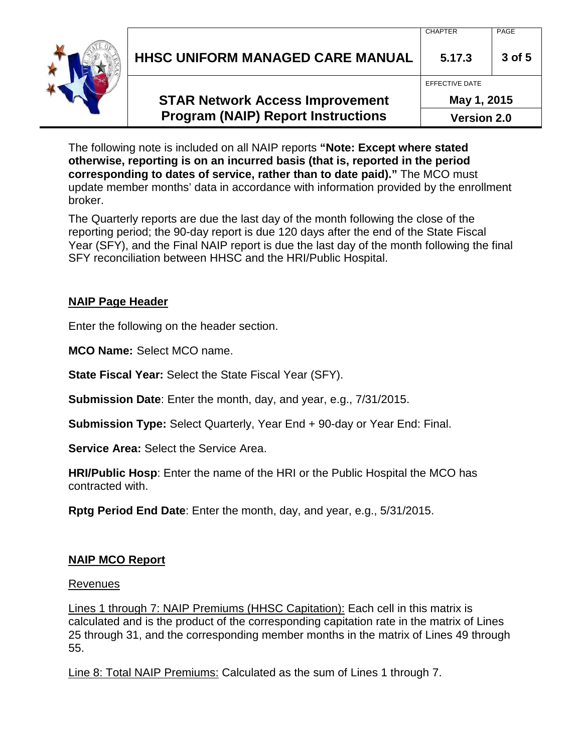The following note is included on all NAIP reports **"Note: Except where stated otherwise, reporting is on an incurred basis (that is, reported in the period corresponding to dates of service, rather than to date paid)."** The MCO must update member months' data in accordance with information provided by the enrollment broker.

The Quarterly reports are due the last day of the month following the close of the reporting period; the 90-day report is due 120 days after the end of the State Fiscal Year (SFY), and the Final NAIP report is due the last day of the month following the final SFY reconciliation between HHSC and the HRI/Public Hospital.

## NAIP Page Header

Enter the following on the header section.

**MCO Name:** Select MCO name.

**State Fiscal Year:** Select the State Fiscal Year (SFY).

**Submission Date**: Enter the month, day, and year, e.g., 7/31/2015.

**Submission Type:** Select Quarterly, Year End + 90-day or Year End: Final.

**Service Area:** Select the Service Area.

**HRI/Public Hosp**: Enter the name of the HRI or the Public Hospital the MCO has contracted with.

**Rptg Period End Date**: Enter the month, day, and year, e.g., 5/31/2015.

## NAIP MCO Report

### Revenues

Lines 1 through 7: NAIP Premiums (HHSC Capitation): Each cell in this matrix is calculated and is the product of the corresponding capitation rate in the matrix of Lines 25 through 31, and the corresponding member months in the matrix of Lines 49 through 55.

Line 8: Total NAIP Premiums: Calculated as the sum of Lines 1 through 7.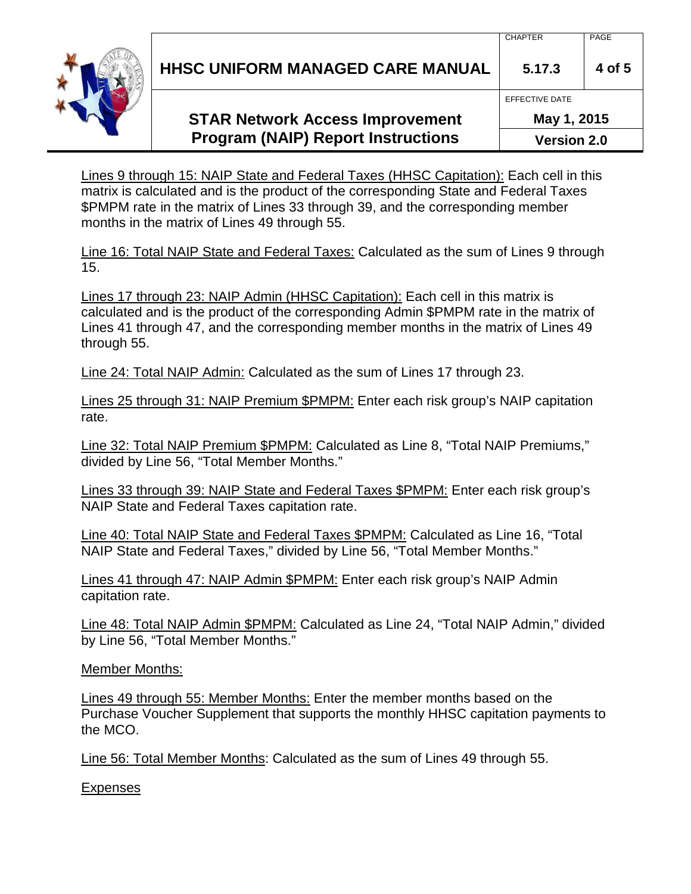Lines 9 through 15: NAIP State and Federal Taxes (HHSC Capitation): Each cell in this matrix is calculated and is the product of the corresponding State and Federal Taxes $PMPM rate in the matrix of Lines 33 through 39, and the corresponding member months in the matrix of Lines 49 through 55.

Line 16: Total NAIP State and Federal Taxes: Calculated as the sum of Lines 9 through 15.

Lines 17 through 23: NAIP Admin (HHSC Capitation): Each cell in this matrix is calculated and is the product of the corresponding Admin $PMPM rate in the matrix of Lines 41 through 47, and the corresponding member months in the matrix of Lines 49 through 55.

Line 24: Total NAIP Admin: Calculated as the sum of Lines 17 through 23.

Lines 25 through 31: NAIP Premium $PMPM: Enter each risk group's NAIP capitation rate.

Line 32: Total NAIP Premium $PMPM: Calculated as Line 8, "Total NAIP Premiums," divided by Line 56, "Total Member Months."

Lines 33 through 39: NAIP State and Federal Taxes $PMPM: Enter each risk group's NAIP State and Federal Taxes capitation rate.

Line 40: Total NAIP State and Federal Taxes $PMPM: Calculated as Line 16, "Total NAIP State and Federal Taxes," divided by Line 56, "Total Member Months."

Lines 41 through 47: NAIP Admin $PMPM: Enter each risk group's NAIP Admin capitation rate.

Line 48: Total NAIP Admin $PMPM: Calculated as Line 24, "Total NAIP Admin," divided by Line 56, "Total Member Months."

Member Months:

Lines 49 through 55: Member Months: Enter the member months based on the Purchase Voucher Supplement that supports the monthly HHSC capitation payments to the MCO.

Line 56: Total Member Months: Calculated as the sum of Lines 49 through 55.

Expenses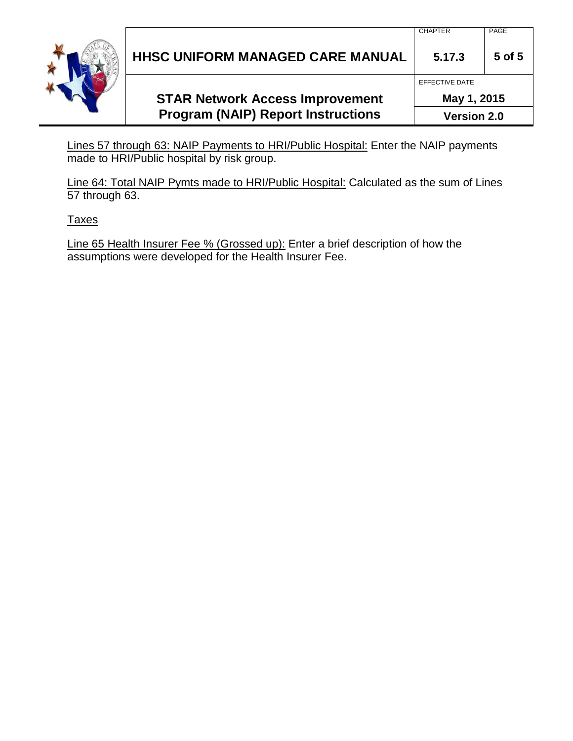Lines 57 through 63: NAIP Payments to HRI/Public Hospital: Enter the NAIP payments made to HRI/Public hospital by risk group.

Line 64: Total NAIP Pymts made to HRI/Public Hospital: Calculated as the sum of Lines 57 through 63.

Taxes

Line 65 Health Insurer Fee % (Grossed up): Enter a brief description of how the assumptions were developed for the Health Insurer Fee.